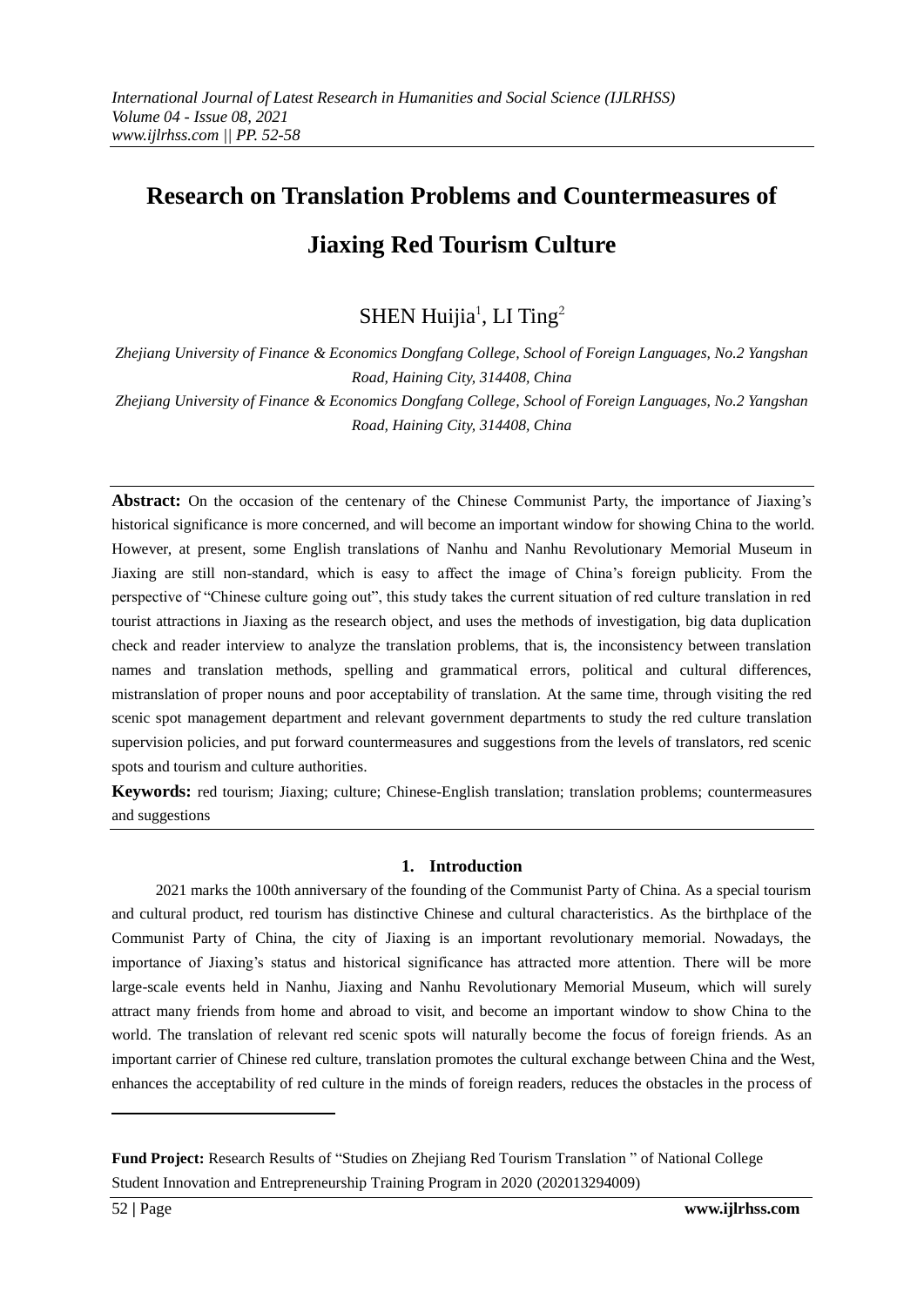# Research on Translation Problems and Countermeasures of Jiaxing Red Tourism Culture

SHEN Huijia[1], LI Ting[2]

*Zhejiang University of Finance & Economics Dongfang College, School of Foreign Languages, No.2 Yangshan Road, Haining City, 314408, China*

*Zhejiang University of Finance & Economics Dongfang College, School of Foreign Languages, No.2 Yangshan Road, Haining City, 314408, China*

**Abstract:** On the occasion of the centenary of the Chinese Communist Party, the importance of Jiaxing's historical significance is more concerned, and will become an important window for showing China to the world. However, at present, some English translations of Nanhu and Nanhu Revolutionary Memorial Museum in Jiaxing are still non-standard, which is easy to affect the image of China's foreign publicity. From the perspective of "Chinese culture going out", this study takes the current situation of red culture translation in red tourist attractions in Jiaxing as the research object, and uses the methods of investigation, big data duplication check and reader interview to analyze the translation problems, that is, the inconsistency between translation names and translation methods, spelling and grammatical errors, political and cultural differences, mistranslation of proper nouns and poor acceptability of translation. At the same time, through visiting the red scenic spot management department and relevant government departments to study the red culture translation supervision policies, and put forward countermeasures and suggestions from the levels of translators, red scenic spots and tourism and culture authorities.

**Keywords:** red tourism; Jiaxing; culture; Chinese-English translation; translation problems; countermeasures and suggestions

## 1. Introduction

2021 marks the 100th anniversary of the founding of the Communist Party of China. As a special tourism and cultural product, red tourism has distinctive Chinese and cultural characteristics. As the birthplace of the Communist Party of China, the city of Jiaxing is an important revolutionary memorial. Nowadays, the importance of Jiaxing's status and historical significance has attracted more attention. There will be more large-scale events held in Nanhu, Jiaxing and Nanhu Revolutionary Memorial Museum, which will surely attract many friends from home and abroad to visit, and become an important window to show China to the world. The translation of relevant red scenic spots will naturally become the focus of foreign friends. As an important carrier of Chinese red culture, translation promotes the cultural exchange between China and the West, enhances the acceptability of red culture in the minds of foreign readers, reduces the obstacles in the process of

---

**Fund Project:** Research Results of "Studies on Zhejiang Red Tourism Translation " of National College Student Innovation and Entrepreneurship Training Program in 2020 (202013294009)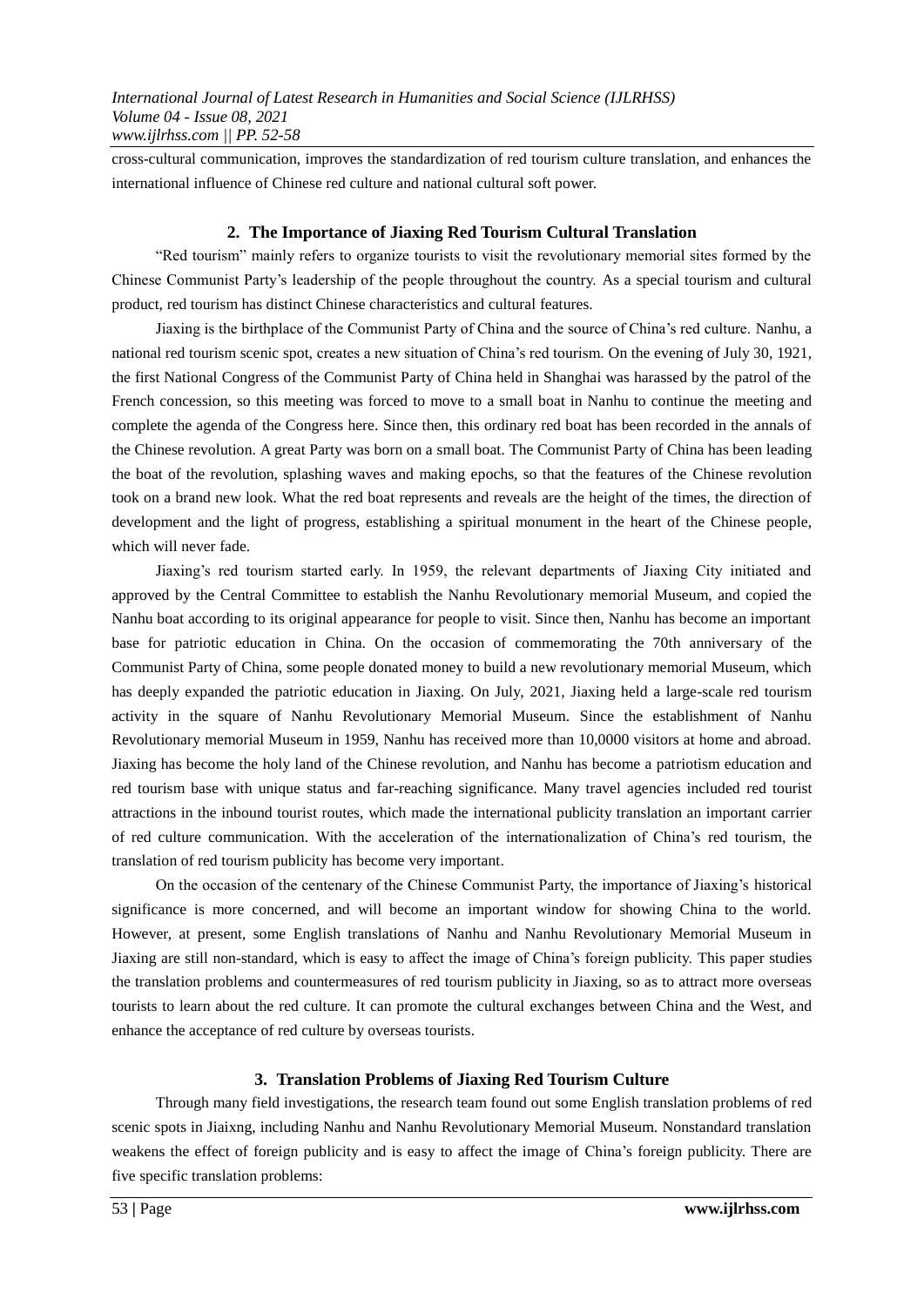cross-cultural communication, improves the standardization of red tourism culture translation, and enhances the international influence of Chinese red culture and national cultural soft power.

## 2. The Importance of Jiaxing Red Tourism Cultural Translation

"Red tourism" mainly refers to organize tourists to visit the revolutionary memorial sites formed by the Chinese Communist Party's leadership of the people throughout the country. As a special tourism and cultural product, red tourism has distinct Chinese characteristics and cultural features.

Jiaxing is the birthplace of the Communist Party of China and the source of China's red culture. Nanhu, a national red tourism scenic spot, creates a new situation of China's red tourism. On the evening of July 30, 1921, the first National Congress of the Communist Party of China held in Shanghai was harassed by the patrol of the French concession, so this meeting was forced to move to a small boat in Nanhu to continue the meeting and complete the agenda of the Congress here. Since then, this ordinary red boat has been recorded in the annals of the Chinese revolution. A great Party was born on a small boat. The Communist Party of China has been leading the boat of the revolution, splashing waves and making epochs, so that the features of the Chinese revolution took on a brand new look. What the red boat represents and reveals are the height of the times, the direction of development and the light of progress, establishing a spiritual monument in the heart of the Chinese people, which will never fade.

Jiaxing's red tourism started early. In 1959, the relevant departments of Jiaxing City initiated and approved by the Central Committee to establish the Nanhu Revolutionary memorial Museum, and copied the Nanhu boat according to its original appearance for people to visit. Since then, Nanhu has become an important base for patriotic education in China. On the occasion of commemorating the 70th anniversary of the Communist Party of China, some people donated money to build a new revolutionary memorial Museum, which has deeply expanded the patriotic education in Jiaxing. On July, 2021, Jiaxing held a large-scale red tourism activity in the square of Nanhu Revolutionary Memorial Museum. Since the establishment of Nanhu Revolutionary memorial Museum in 1959, Nanhu has received more than 10,0000 visitors at home and abroad. Jiaxing has become the holy land of the Chinese revolution, and Nanhu has become a patriotism education and red tourism base with unique status and far-reaching significance. Many travel agencies included red tourist attractions in the inbound tourist routes, which made the international publicity translation an important carrier of red culture communication. With the acceleration of the internationalization of China's red tourism, the translation of red tourism publicity has become very important.

On the occasion of the centenary of the Chinese Communist Party, the importance of Jiaxing's historical significance is more concerned, and will become an important window for showing China to the world. However, at present, some English translations of Nanhu and Nanhu Revolutionary Memorial Museum in Jiaxing are still non-standard, which is easy to affect the image of China's foreign publicity. This paper studies the translation problems and countermeasures of red tourism publicity in Jiaxing, so as to attract more overseas tourists to learn about the red culture. It can promote the cultural exchanges between China and the West, and enhance the acceptance of red culture by overseas tourists.

## 3. Translation Problems of Jiaxing Red Tourism Culture

Through many field investigations, the research team found out some English translation problems of red scenic spots in Jiaixng, including Nanhu and Nanhu Revolutionary Memorial Museum. Nonstandard translation weakens the effect of foreign publicity and is easy to affect the image of China's foreign publicity. There are five specific translation problems: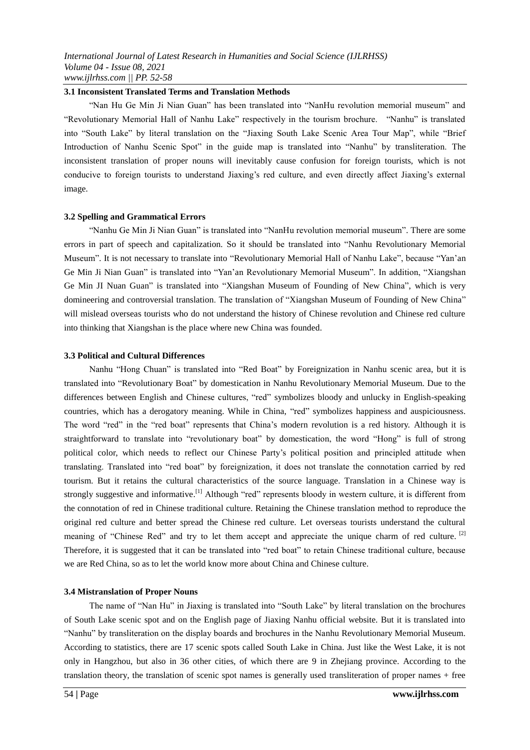### 3.1 Inconsistent Translated Terms and Translation Methods

"Nan Hu Ge Min Ji Nian Guan" has been translated into "NanHu revolution memorial museum" and "Revolutionary Memorial Hall of Nanhu Lake" respectively in the tourism brochure. "Nanhu" is translated into "South Lake" by literal translation on the "Jiaxing South Lake Scenic Area Tour Map", while "Brief Introduction of Nanhu Scenic Spot" in the guide map is translated into "Nanhu" by transliteration. The inconsistent translation of proper nouns will inevitably cause confusion for foreign tourists, which is not conducive to foreign tourists to understand Jiaxing's red culture, and even directly affect Jiaxing's external image.

### 3.2 Spelling and Grammatical Errors

"Nanhu Ge Min Ji Nian Guan" is translated into "NanHu revolution memorial museum". There are some errors in part of speech and capitalization. So it should be translated into "Nanhu Revolutionary Memorial Museum". It is not necessary to translate into "Revolutionary Memorial Hall of Nanhu Lake", because "Yan'an Ge Min Ji Nian Guan" is translated into "Yan'an Revolutionary Memorial Museum". In addition, "Xiangshan Ge Min JI Nuan Guan" is translated into "Xiangshan Museum of Founding of New China", which is very domineering and controversial translation. The translation of "Xiangshan Museum of Founding of New China" will mislead overseas tourists who do not understand the history of Chinese revolution and Chinese red culture into thinking that Xiangshan is the place where new China was founded.

### 3.3 Political and Cultural Differences

Nanhu "Hong Chuan" is translated into "Red Boat" by Foreignization in Nanhu scenic area, but it is translated into "Revolutionary Boat" by domestication in Nanhu Revolutionary Memorial Museum. Due to the differences between English and Chinese cultures, "red" symbolizes bloody and unlucky in English-speaking countries, which has a derogatory meaning. While in China, "red" symbolizes happiness and auspiciousness. The word "red" in the "red boat" represents that China's modern revolution is a red history. Although it is straightforward to translate into "revolutionary boat" by domestication, the word "Hong" is full of strong political color, which needs to reflect our Chinese Party's political position and principled attitude when translating. Translated into "red boat" by foreignization, it does not translate the connotation carried by red tourism. But it retains the cultural characteristics of the source language. Translation in a Chinese way is strongly suggestive and informative.[1] Although "red" represents bloody in western culture, it is different from the connotation of red in Chinese traditional culture. Retaining the Chinese translation method to reproduce the original red culture and better spread the Chinese red culture. Let overseas tourists understand the cultural meaning of "Chinese Red" and try to let them accept and appreciate the unique charm of red culture. [2] Therefore, it is suggested that it can be translated into "red boat" to retain Chinese traditional culture, because we are Red China, so as to let the world know more about China and Chinese culture.

### 3.4 Mistranslation of Proper Nouns

The name of "Nan Hu" in Jiaxing is translated into "South Lake" by literal translation on the brochures of South Lake scenic spot and on the English page of Jiaxing Nanhu official website. But it is translated into "Nanhu" by transliteration on the display boards and brochures in the Nanhu Revolutionary Memorial Museum. According to statistics, there are 17 scenic spots called South Lake in China. Just like the West Lake, it is not only in Hangzhou, but also in 36 other cities, of which there are 9 in Zhejiang province. According to the translation theory, the translation of scenic spot names is generally used transliteration of proper names + free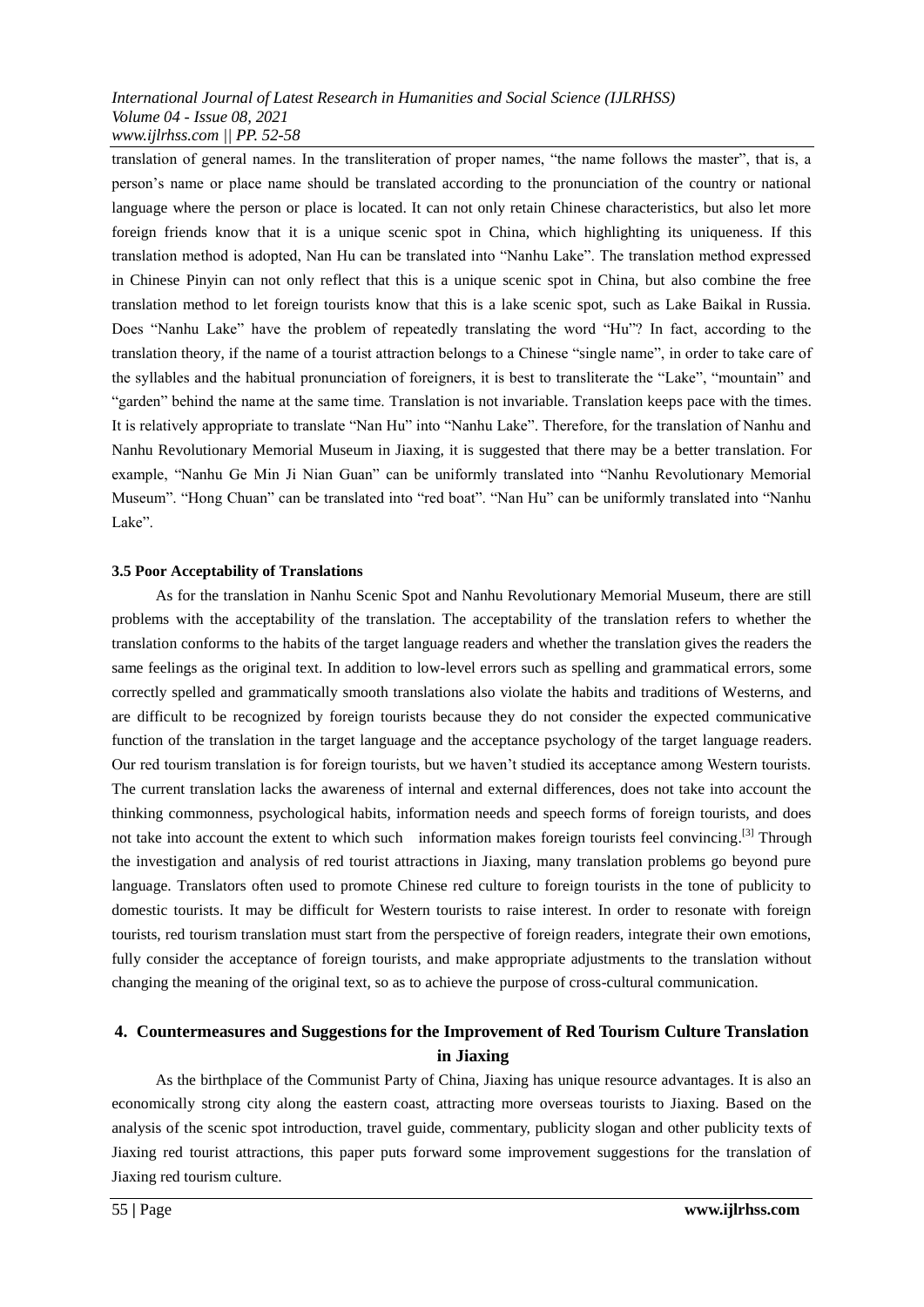translation of general names. In the transliteration of proper names, "the name follows the master", that is, a person's name or place name should be translated according to the pronunciation of the country or national language where the person or place is located. It can not only retain Chinese characteristics, but also let more foreign friends know that it is a unique scenic spot in China, which highlighting its uniqueness. If this translation method is adopted, Nan Hu can be translated into "Nanhu Lake". The translation method expressed in Chinese Pinyin can not only reflect that this is a unique scenic spot in China, but also combine the free translation method to let foreign tourists know that this is a lake scenic spot, such as Lake Baikal in Russia. Does "Nanhu Lake" have the problem of repeatedly translating the word "Hu"? In fact, according to the translation theory, if the name of a tourist attraction belongs to a Chinese "single name", in order to take care of the syllables and the habitual pronunciation of foreigners, it is best to transliterate the "Lake", "mountain" and "garden" behind the name at the same time. Translation is not invariable. Translation keeps pace with the times. It is relatively appropriate to translate "Nan Hu" into "Nanhu Lake". Therefore, for the translation of Nanhu and Nanhu Revolutionary Memorial Museum in Jiaxing, it is suggested that there may be a better translation. For example, "Nanhu Ge Min Ji Nian Guan" can be uniformly translated into "Nanhu Revolutionary Memorial Museum". "Hong Chuan" can be translated into "red boat". "Nan Hu" can be uniformly translated into "Nanhu Lake".

### 3.5 Poor Acceptability of Translations

As for the translation in Nanhu Scenic Spot and Nanhu Revolutionary Memorial Museum, there are still problems with the acceptability of the translation. The acceptability of the translation refers to whether the translation conforms to the habits of the target language readers and whether the translation gives the readers the same feelings as the original text. In addition to low-level errors such as spelling and grammatical errors, some correctly spelled and grammatically smooth translations also violate the habits and traditions of Westerns, and are difficult to be recognized by foreign tourists because they do not consider the expected communicative function of the translation in the target language and the acceptance psychology of the target language readers. Our red tourism translation is for foreign tourists, but we haven't studied its acceptance among Western tourists. The current translation lacks the awareness of internal and external differences, does not take into account the thinking commonness, psychological habits, information needs and speech forms of foreign tourists, and does not take into account the extent to which such information makes foreign tourists feel convincing.[3] Through the investigation and analysis of red tourist attractions in Jiaxing, many translation problems go beyond pure language. Translators often used to promote Chinese red culture to foreign tourists in the tone of publicity to domestic tourists. It may be difficult for Western tourists to raise interest. In order to resonate with foreign tourists, red tourism translation must start from the perspective of foreign readers, integrate their own emotions, fully consider the acceptance of foreign tourists, and make appropriate adjustments to the translation without changing the meaning of the original text, so as to achieve the purpose of cross-cultural communication.

## 4. Countermeasures and Suggestions for the Improvement of Red Tourism Culture Translation in Jiaxing

As the birthplace of the Communist Party of China, Jiaxing has unique resource advantages. It is also an economically strong city along the eastern coast, attracting more overseas tourists to Jiaxing. Based on the analysis of the scenic spot introduction, travel guide, commentary, publicity slogan and other publicity texts of Jiaxing red tourist attractions, this paper puts forward some improvement suggestions for the translation of Jiaxing red tourism culture.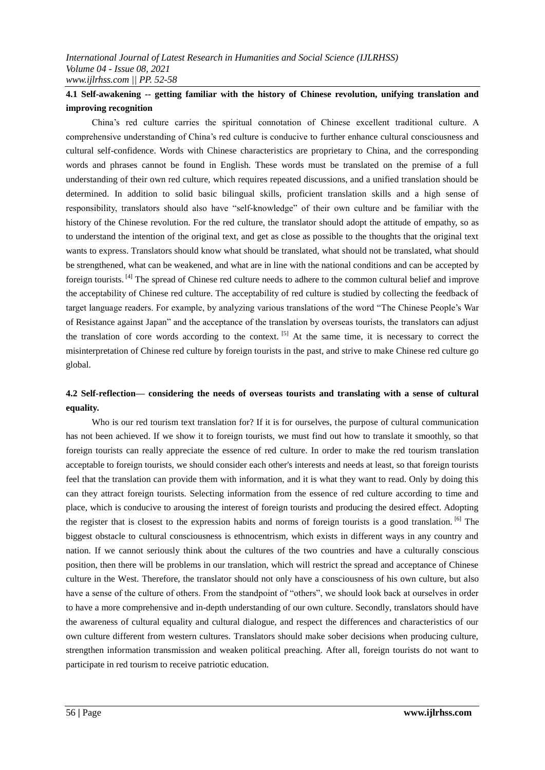### 4.1 Self-awakening -- getting familiar with the history of Chinese revolution, unifying translation and improving recognition

China's red culture carries the spiritual connotation of Chinese excellent traditional culture. A comprehensive understanding of China's red culture is conducive to further enhance cultural consciousness and cultural self-confidence. Words with Chinese characteristics are proprietary to China, and the corresponding words and phrases cannot be found in English. These words must be translated on the premise of a full understanding of their own red culture, which requires repeated discussions, and a unified translation should be determined. In addition to solid basic bilingual skills, proficient translation skills and a high sense of responsibility, translators should also have "self-knowledge" of their own culture and be familiar with the history of the Chinese revolution. For the red culture, the translator should adopt the attitude of empathy, so as to understand the intention of the original text, and get as close as possible to the thoughts that the original text wants to express. Translators should know what should be translated, what should not be translated, what should be strengthened, what can be weakened, and what are in line with the national conditions and can be accepted by foreign tourists. [4] The spread of Chinese red culture needs to adhere to the common cultural belief and improve the acceptability of Chinese red culture. The acceptability of red culture is studied by collecting the feedback of target language readers. For example, by analyzing various translations of the word "The Chinese People's War of Resistance against Japan" and the acceptance of the translation by overseas tourists, the translators can adjust the translation of core words according to the context. [5] At the same time, it is necessary to correct the misinterpretation of Chinese red culture by foreign tourists in the past, and strive to make Chinese red culture go global.

### 4.2 Self-reflection— considering the needs of overseas tourists and translating with a sense of cultural equality.

Who is our red tourism text translation for? If it is for ourselves, the purpose of cultural communication has not been achieved. If we show it to foreign tourists, we must find out how to translate it smoothly, so that foreign tourists can really appreciate the essence of red culture. In order to make the red tourism translation acceptable to foreign tourists, we should consider each other's interests and needs at least, so that foreign tourists feel that the translation can provide them with information, and it is what they want to read. Only by doing this can they attract foreign tourists. Selecting information from the essence of red culture according to time and place, which is conducive to arousing the interest of foreign tourists and producing the desired effect. Adopting the register that is closest to the expression habits and norms of foreign tourists is a good translation. [6] The biggest obstacle to cultural consciousness is ethnocentrism, which exists in different ways in any country and nation. If we cannot seriously think about the cultures of the two countries and have a culturally conscious position, then there will be problems in our translation, which will restrict the spread and acceptance of Chinese culture in the West. Therefore, the translator should not only have a consciousness of his own culture, but also have a sense of the culture of others. From the standpoint of "others", we should look back at ourselves in order to have a more comprehensive and in-depth understanding of our own culture. Secondly, translators should have the awareness of cultural equality and cultural dialogue, and respect the differences and characteristics of our own culture different from western cultures. Translators should make sober decisions when producing culture, strengthen information transmission and weaken political preaching. After all, foreign tourists do not want to participate in red tourism to receive patriotic education.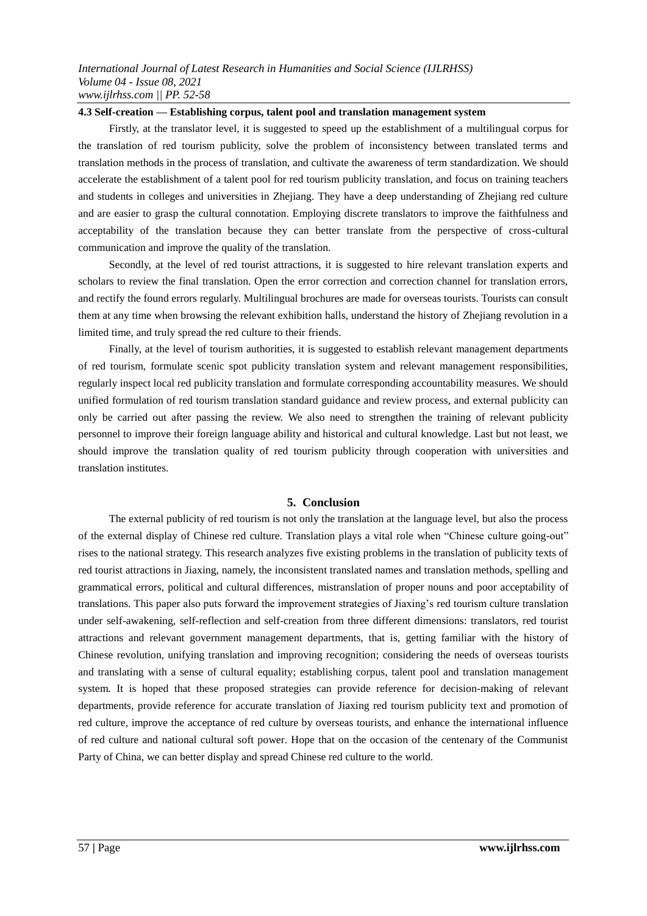#### 4.3 Self-creation — Establishing corpus, talent pool and translation management system

Firstly, at the translator level, it is suggested to speed up the establishment of a multilingual corpus for the translation of red tourism publicity, solve the problem of inconsistency between translated terms and translation methods in the process of translation, and cultivate the awareness of term standardization. We should accelerate the establishment of a talent pool for red tourism publicity translation, and focus on training teachers and students in colleges and universities in Zhejiang. They have a deep understanding of Zhejiang red culture and are easier to grasp the cultural connotation. Employing discrete translators to improve the faithfulness and acceptability of the translation because they can better translate from the perspective of cross-cultural communication and improve the quality of the translation.

Secondly, at the level of red tourist attractions, it is suggested to hire relevant translation experts and scholars to review the final translation. Open the error correction and correction channel for translation errors, and rectify the found errors regularly. Multilingual brochures are made for overseas tourists. Tourists can consult them at any time when browsing the relevant exhibition halls, understand the history of Zhejiang revolution in a limited time, and truly spread the red culture to their friends.

Finally, at the level of tourism authorities, it is suggested to establish relevant management departments of red tourism, formulate scenic spot publicity translation system and relevant management responsibilities, regularly inspect local red publicity translation and formulate corresponding accountability measures. We should unified formulation of red tourism translation standard guidance and review process, and external publicity can only be carried out after passing the review. We also need to strengthen the training of relevant publicity personnel to improve their foreign language ability and historical and cultural knowledge. Last but not least, we should improve the translation quality of red tourism publicity through cooperation with universities and translation institutes.

## 5. Conclusion

The external publicity of red tourism is not only the translation at the language level, but also the process of the external display of Chinese red culture. Translation plays a vital role when "Chinese culture going-out" rises to the national strategy. This research analyzes five existing problems in the translation of publicity texts of red tourist attractions in Jiaxing, namely, the inconsistent translated names and translation methods, spelling and grammatical errors, political and cultural differences, mistranslation of proper nouns and poor acceptability of translations. This paper also puts forward the improvement strategies of Jiaxing's red tourism culture translation under self-awakening, self-reflection and self-creation from three different dimensions: translators, red tourist attractions and relevant government management departments, that is, getting familiar with the history of Chinese revolution, unifying translation and improving recognition; considering the needs of overseas tourists and translating with a sense of cultural equality; establishing corpus, talent pool and translation management system. It is hoped that these proposed strategies can provide reference for decision-making of relevant departments, provide reference for accurate translation of Jiaxing red tourism publicity text and promotion of red culture, improve the acceptance of red culture by overseas tourists, and enhance the international influence of red culture and national cultural soft power. Hope that on the occasion of the centenary of the Communist Party of China, we can better display and spread Chinese red culture to the world.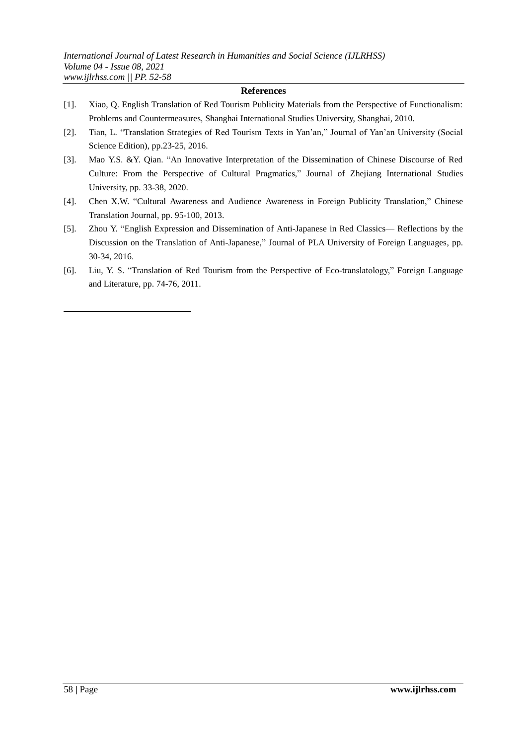## References

[1]. Xiao, Q. English Translation of Red Tourism Publicity Materials from the Perspective of Functionalism: Problems and Countermeasures, Shanghai International Studies University, Shanghai, 2010.

[2]. Tian, L. "Translation Strategies of Red Tourism Texts in Yan'an," Journal of Yan'an University (Social Science Edition), pp.23-25, 2016.

[3]. Mao Y.S. &Y. Qian. "An Innovative Interpretation of the Dissemination of Chinese Discourse of Red Culture: From the Perspective of Cultural Pragmatics," Journal of Zhejiang International Studies University, pp. 33-38, 2020.

[4]. Chen X.W. "Cultural Awareness and Audience Awareness in Foreign Publicity Translation," Chinese Translation Journal, pp. 95-100, 2013.

[5]. Zhou Y. "English Expression and Dissemination of Anti-Japanese in Red Classics— Reflections by the Discussion on the Translation of Anti-Japanese," Journal of PLA University of Foreign Languages, pp. 30-34, 2016.

[6]. Liu, Y. S. "Translation of Red Tourism from the Perspective of Eco-translatology," Foreign Language and Literature, pp. 74-76, 2011.